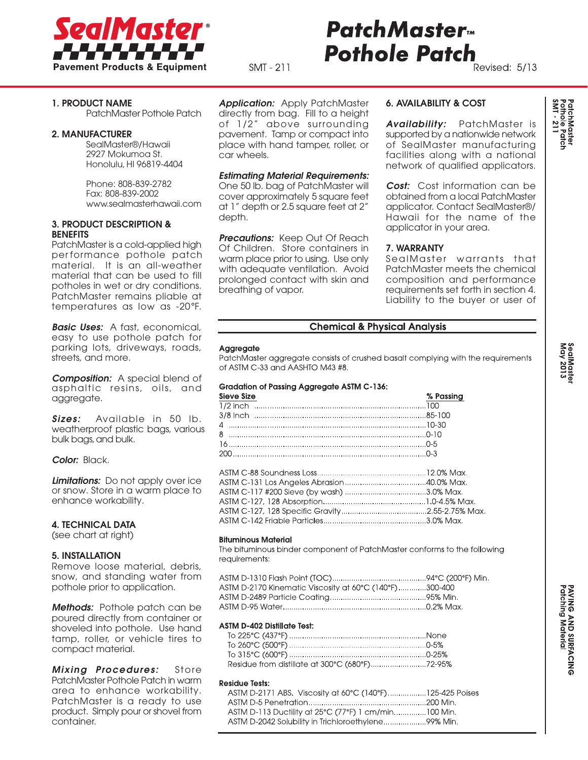# SealMaster®

Pavement Products & Equipment

SMT - 211

# PatchMaster™ Pothole Patch

Revised: 5/13

## 1. PRODUCT NAME

PatchMaster Pothole Patch

## 2. MANUFACTURER

SealMaster®/Hawaii
2927 Mokumoa St.
Honolulu, HI 96819-4404

Phone: 808-839-2782
Fax: 808-839-2002
www.sealmasterhawaii.com

## 3. PRODUCT DESCRIPTION & BENEFITS

PatchMaster is a cold-applied high performance pothole patch material. It is an all-weather material that can be used to fill potholes in wet or dry conditions. PatchMaster remains pliable at temperatures as low as -20°F.

***Basic Uses:*** A fast, economical, easy to use pothole patch for parking lots, driveways, roads, streets, and more.

***Composition:*** A special blend of asphaltic resins, oils, and aggregate.

***Sizes:*** Available in 50 lb. weatherproof plastic bags, various bulk bags, and bulk.

***Color:*** Black.

***Limitations:*** Do not apply over ice or snow. Store in a warm place to enhance workability.

## 4. TECHNICAL DATA

(see chart at right)

## 5. INSTALLATION

Remove loose material, debris, snow, and standing water from pothole prior to application.

***Methods:*** Pothole patch can be poured directly from container or shoveled into pothole. Use hand tamp, roller, or vehicle tires to compact material.

***Mixing Procedures:*** Store PatchMaster Pothole Patch in warm area to enhance workability. PatchMaster is a ready to use product. Simply pour or shovel from container.

***Application:*** Apply PatchMaster directly from bag. Fill to a height of 1/2" above surrounding pavement. Tamp or compact into place with hand tamper, roller, or car wheels.

***Estimating Material Requirements:*** One 50 lb. bag of PatchMaster will cover approximately 5 square feet at 1" depth or 2.5 square feet at 2" depth.

***Precautions:*** Keep Out Of Reach Of Children. Store containers in warm place prior to using. Use only with adequate ventilation. Avoid prolonged contact with skin and breathing of vapor.

## 6. AVAILABILITY & COST

***Availability:*** PatchMaster is supported by a nationwide network of SealMaster manufacturing facilities along with a national network of qualified applicators.

***Cost:*** Cost information can be obtained from a local PatchMaster applicator. Contact SealMaster®/Hawaii for the name of the applicator in your area.

## 7. WARRANTY

SealMaster warrants that PatchMaster meets the chemical composition and performance requirements set forth in section 4. Liability to the buyer or user of

## Chemical & Physical Analysis

**Aggregate**

PatchMaster aggregate consists of crushed basalt complying with the requirements of ASTM C-33 and AASHTO M43 #8.

**Gradation of Passing Aggregate ASTM C-136:**

| Sieve Size | % Passing |
|---|---|
| 1/2 inch | 100 |
| 3/8 Inch | 85-100 |
| 4 | 10-30 |
| 8 | 0-10 |
| 16 | 0-5 |
| 200 | 0-3 |

| | |
|---|---|
| ASTM C-88 Soundness Loss | 12.0% Max. |
| ASTM C-131 Los Angeles Abrasion | 40.0% Max. |
| ASTM C-117 #200 Sieve (by wash) | 3.0% Max. |
| ASTM C-127, 128 Absorption | 1.0-4.5% Max. |
| ASTM C-127, 128 Specific Gravity | 2.55-2.75% Max. |
| ASTM C-142 Friable Particles | 3.0% Max. |

**Bituminous Material**

The bituminous binder component of PatchMaster conforms to the following requirements:

| | |
|---|---|
| ASTM D-1310 Flash Point (TOC) | 94°C (200°F) Min. |
| ASTM D-2170 Kinematic Viscosity at 60°C (140°F) | 300-400 |
| ASTM D-2489 Particle Coating | 95% Min. |
| ASTM D-95 Water | 0.2% Max. |

**ASTM D-402 Distillate Test:**

| | |
|---|---|
| To 225°C (437°F) | None |
| To 260°C (500°F) | 0-5% |
| To 315°C (600°F) | 0-25% |
| Residue from distillate at 300°C (680°F) | 72-95% |

**Residue Tests:**

| | |
|---|---|
| ASTM D-2171 ABS. Viscosity at 60°C (140°F) | 125-425 Poises |
| ASTM D-5 Penetration | 200 Min. |
| ASTM D-113 Ductility at 25°C (77°F) 1 cm/min. | 100 Min. |
| ASTM D-2042 Solubility in Trichloroethylene | 99% Min. |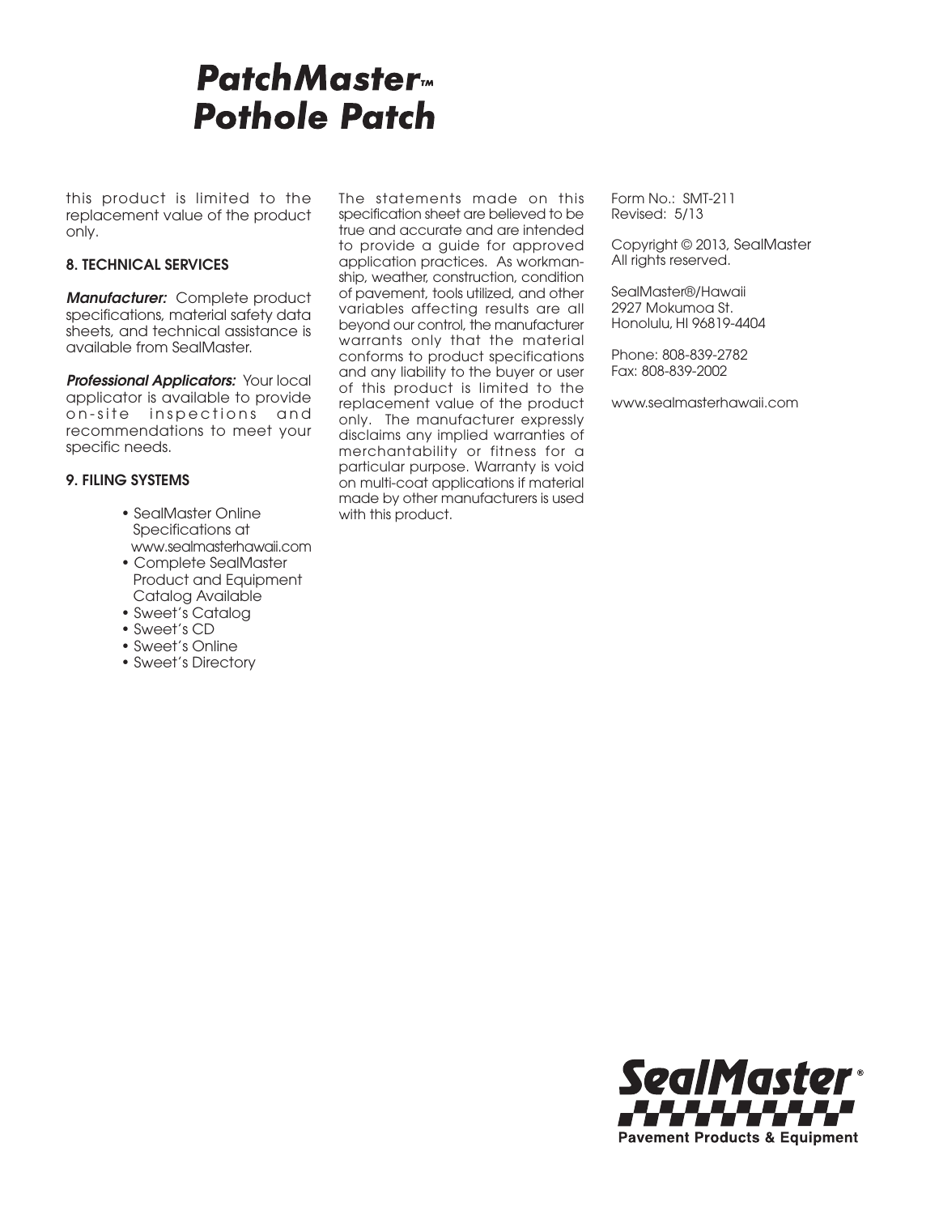# PatchMaster™ Pothole Patch

this product is limited to the replacement value of the product only.

**8. TECHNICAL SERVICES**

***Manufacturer:*** Complete product specifications, material safety data sheets, and technical assistance is available from SealMaster.

***Professional Applicators:*** Your local applicator is available to provide on-site inspections and recommendations to meet your specific needs.

**9. FILING SYSTEMS**

- SealMaster Online Specifications at www.sealmasterhawaii.com
- Complete SealMaster Product and Equipment Catalog Available
- Sweet's Catalog
- Sweet's CD
- Sweet's Online
- Sweet's Directory

The statements made on this specification sheet are believed to be true and accurate and are intended to provide a guide for approved application practices. As workmanship, weather, construction, condition of pavement, tools utilized, and other variables affecting results are all beyond our control, the manufacturer warrants only that the material conforms to product specifications and any liability to the buyer or user of this product is limited to the replacement value of the product only. The manufacturer expressly disclaims any implied warranties of merchantability or fitness for a particular purpose. Warranty is void on multi-coat applications if material made by other manufacturers is used with this product.

Form No.: SMT-211
Revised: 5/13

Copyright © 2013, SealMaster
All rights reserved.

SealMaster®/Hawaii
2927 Mokumoa St.
Honolulu, HI 96819-4404

Phone: 808-839-2782
Fax: 808-839-2002

www.sealmasterhawaii.com

SealMaster®
Pavement Products & Equipment